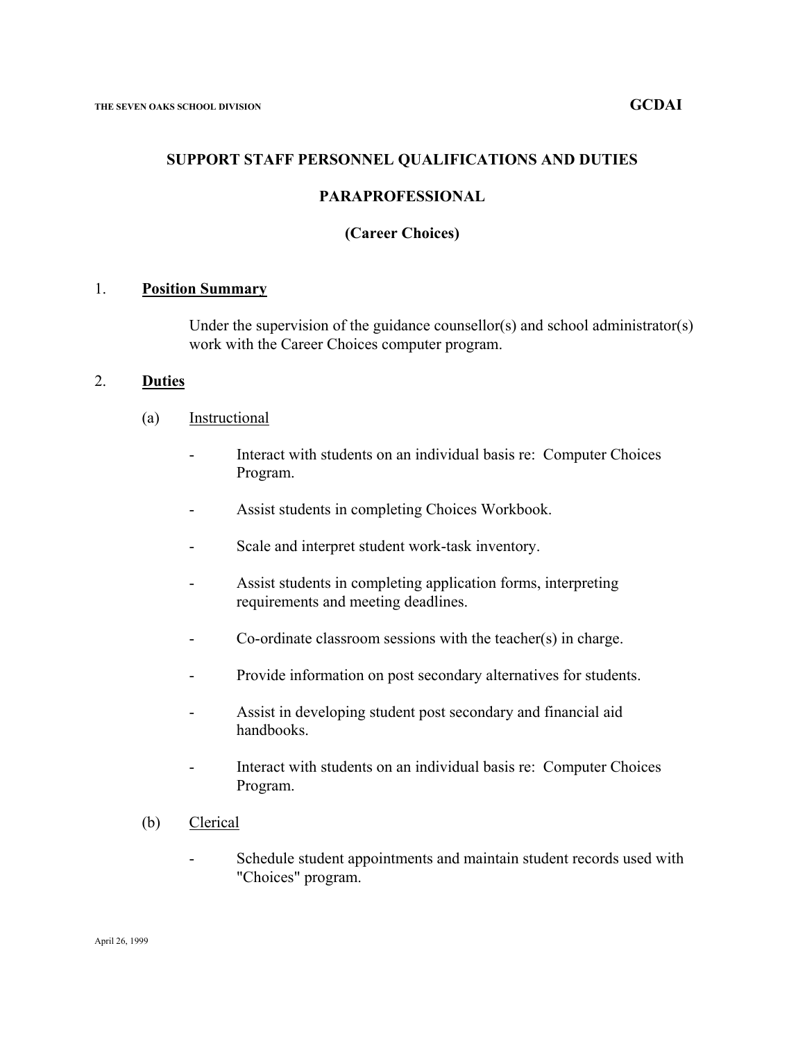THE SEVEN OAKS SCHOOL DIVISION **GCDAI**

# SUPPORT STAFF PERSONNEL QUALIFICATIONS AND DUTIES

## PARAPROFESSIONAL

## (Career Choices)

1. **Position Summary**

   Under the supervision of the guidance counsellor(s) and school administrator(s) work with the Career Choices computer program.

2. **Duties**

   (a) Instructional

   - Interact with students on an individual basis re: Computer Choices Program.
   - Assist students in completing Choices Workbook.
   - Scale and interpret student work-task inventory.
   - Assist students in completing application forms, interpreting requirements and meeting deadlines.
   - Co-ordinate classroom sessions with the teacher(s) in charge.
   - Provide information on post secondary alternatives for students.
   - Assist in developing student post secondary and financial aid handbooks.
   - Interact with students on an individual basis re: Computer Choices Program.

   (b) Clerical

   - Schedule student appointments and maintain student records used with "Choices" program.

April 26, 1999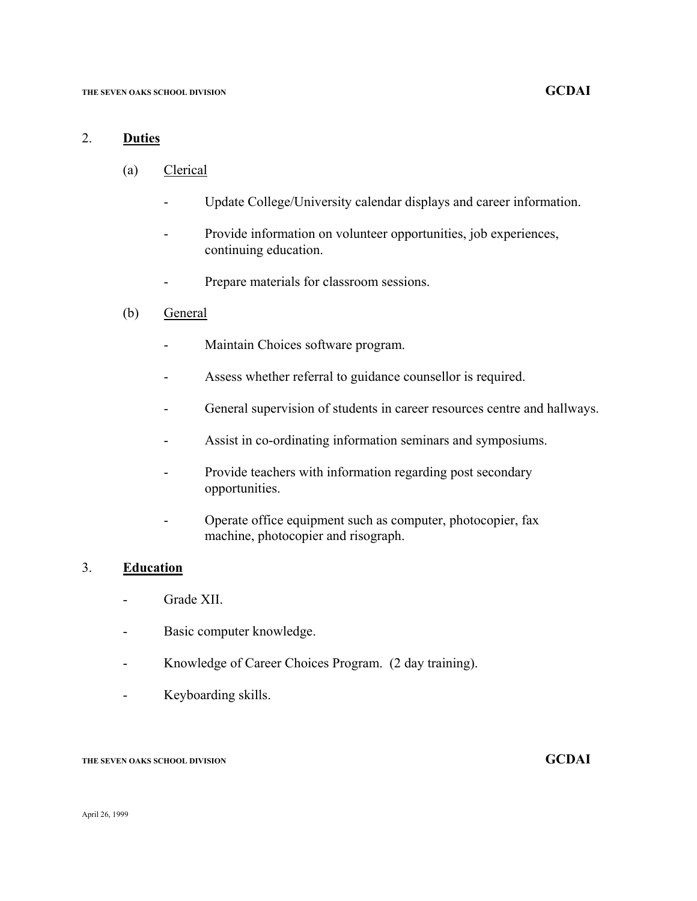## 2. **Duties**

### (a) Clerical

- Update College/University calendar displays and career information.
- Provide information on volunteer opportunities, job experiences, continuing education.
- Prepare materials for classroom sessions.

### (b) General

- Maintain Choices software program.
- Assess whether referral to guidance counsellor is required.
- General supervision of students in career resources centre and hallways.
- Assist in co-ordinating information seminars and symposiums.
- Provide teachers with information regarding post secondary opportunities.
- Operate office equipment such as computer, photocopier, fax machine, photocopier and risograph.

## 3. **Education**

- Grade XII.
- Basic computer knowledge.
- Knowledge of Career Choices Program. (2 day training).
- Keyboarding skills.

April 26, 1999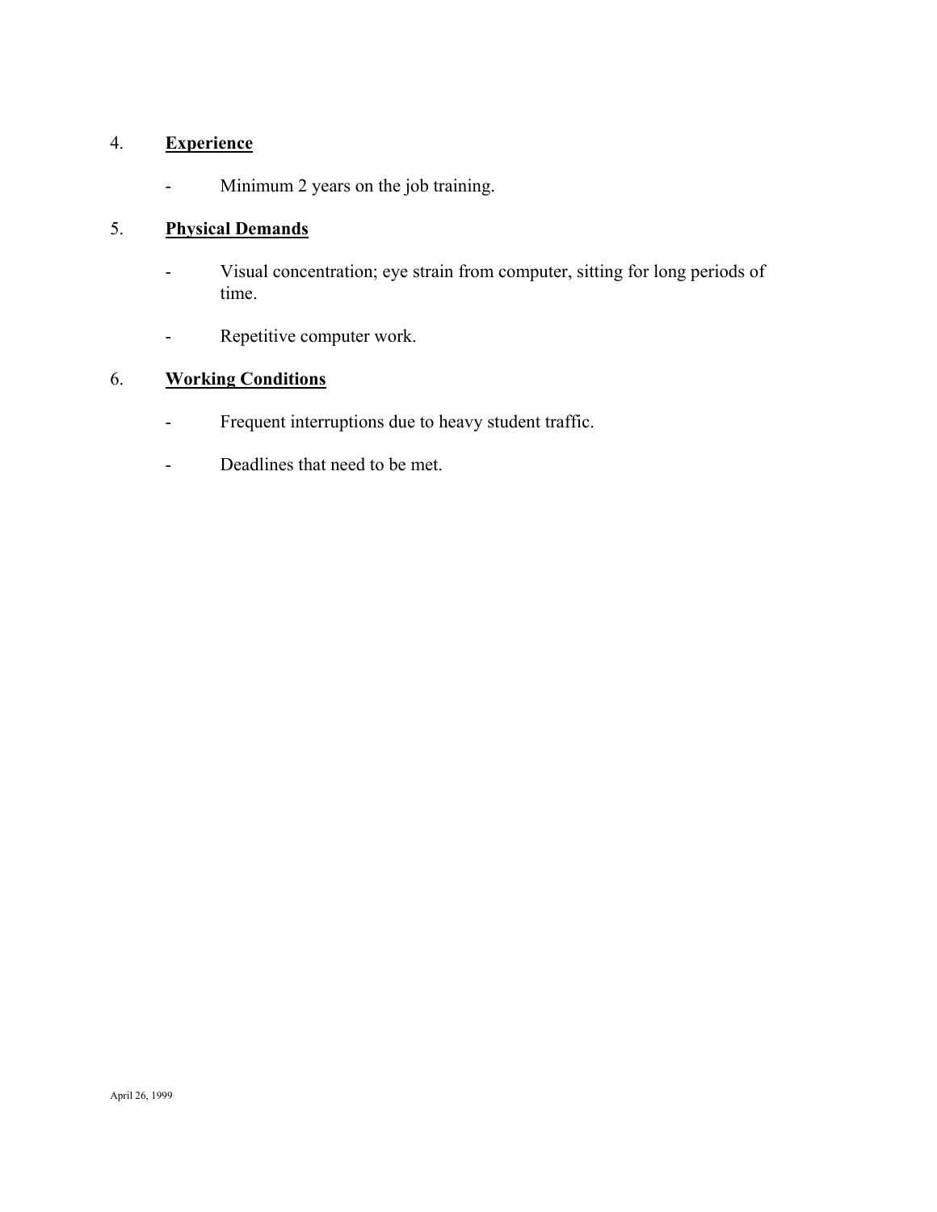4. **Experience**

   - Minimum 2 years on the job training.

5. **Physical Demands**

   - Visual concentration; eye strain from computer, sitting for long periods of time.

   - Repetitive computer work.

6. **Working Conditions**

   - Frequent interruptions due to heavy student traffic.

   - Deadlines that need to be met.

April 26, 1999